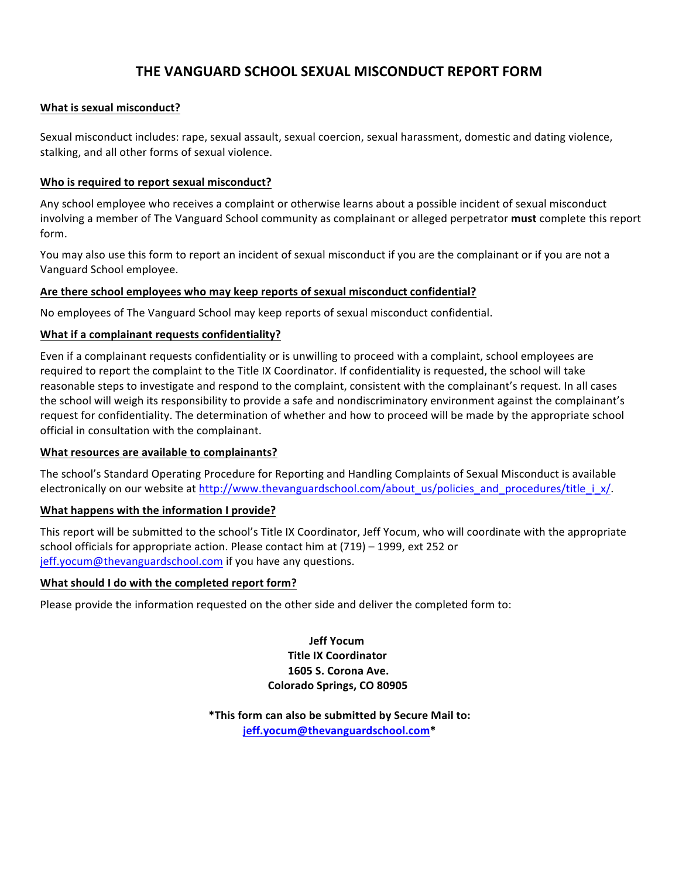# THE VANGUARD SCHOOL SEXUAL MISCONDUCT REPORT FORM

## What is sexual misconduct?

Sexual misconduct includes: rape, sexual assault, sexual coercion, sexual harassment, domestic and dating violence, stalking, and all other forms of sexual violence.

## Who is required to report sexual misconduct?

Any school employee who receives a complaint or otherwise learns about a possible incident of sexual misconduct involving a member of The Vanguard School community as complainant or alleged perpetrator **must** complete this report form.

You may also use this form to report an incident of sexual misconduct if you are the complainant or if you are not a Vanguard School employee.

## Are there school employees who may keep reports of sexual misconduct confidential?

No employees of The Vanguard School may keep reports of sexual misconduct confidential.

## What if a complainant requests confidentiality?

Even if a complainant requests confidentiality or is unwilling to proceed with a complaint, school employees are required to report the complaint to the Title IX Coordinator. If confidentiality is requested, the school will take reasonable steps to investigate and respond to the complaint, consistent with the complainant's request. In all cases the school will weigh its responsibility to provide a safe and nondiscriminatory environment against the complainant's request for confidentiality. The determination of whether and how to proceed will be made by the appropriate school official in consultation with the complainant.

## What resources are available to complainants?

The school's Standard Operating Procedure for Reporting and Handling Complaints of Sexual Misconduct is available electronically on our website at http://www.thevanguardschool.com/about_us/policies_and_procedures/title_i_x/.

## What happens with the information I provide?

This report will be submitted to the school's Title IX Coordinator, Jeff Yocum, who will coordinate with the appropriate school officials for appropriate action. Please contact him at (719) – 1999, ext 252 or jeff.yocum@thevanguardschool.com if you have any questions.

## What should I do with the completed report form?

Please provide the information requested on the other side and deliver the completed form to:

**Jeff Yocum**
**Title IX Coordinator**
**1605 S. Corona Ave.**
**Colorado Springs, CO 80905**

**\*This form can also be submitted by Secure Mail to: jeff.yocum@thevanguardschool.com\***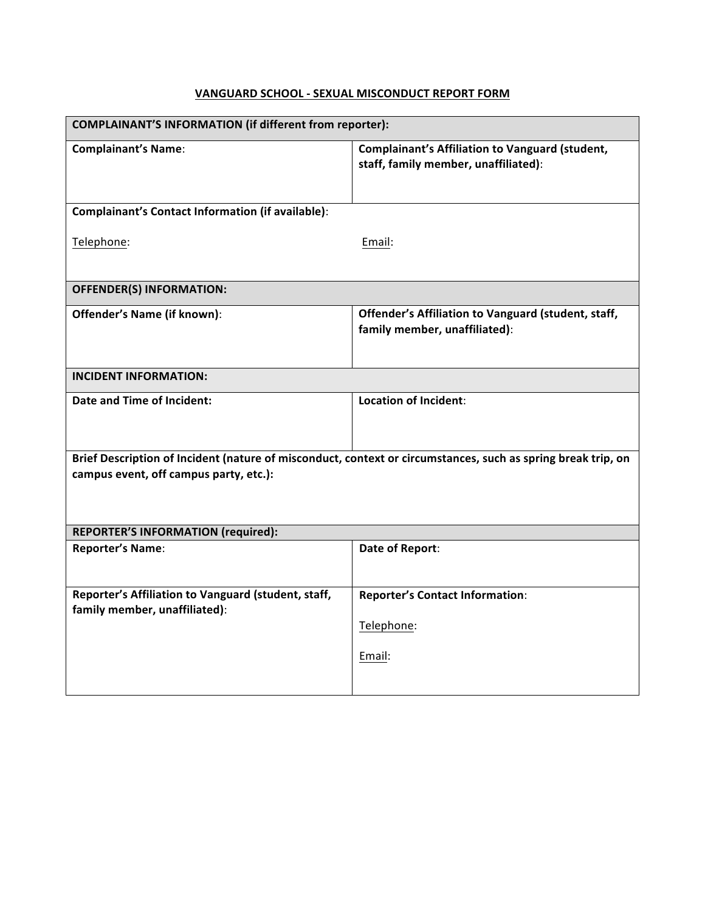**VANGUARD SCHOOL - SEXUAL MISCONDUCT REPORT FORM**

| | |
|---|---|
| **COMPLAINANT'S INFORMATION (if different from reporter):** | |
| **Complainant's Name**: | **Complainant's Affiliation to Vanguard (student, staff, family member, unaffiliated)**: |
| **Complainant's Contact Information (if available)**:<br><br>Telephone: | <br><br>Email: |
| **OFFENDER(S) INFORMATION:** | |
| **Offender's Name (if known)**: | **Offender's Affiliation to Vanguard (student, staff, family member, unaffiliated)**: |
| **INCIDENT INFORMATION:** | |
| **Date and Time of Incident:** | **Location of Incident**: |
| **Brief Description of Incident (nature of misconduct, context or circumstances, such as spring break trip, on campus event, off campus party, etc.):** | |
| **REPORTER'S INFORMATION (required):** | |
| **Reporter's Name**: | **Date of Report**: |
| **Reporter's Affiliation to Vanguard (student, staff, family member, unaffiliated)**: | **Reporter's Contact Information**:<br><br>Telephone:<br><br>Email: |